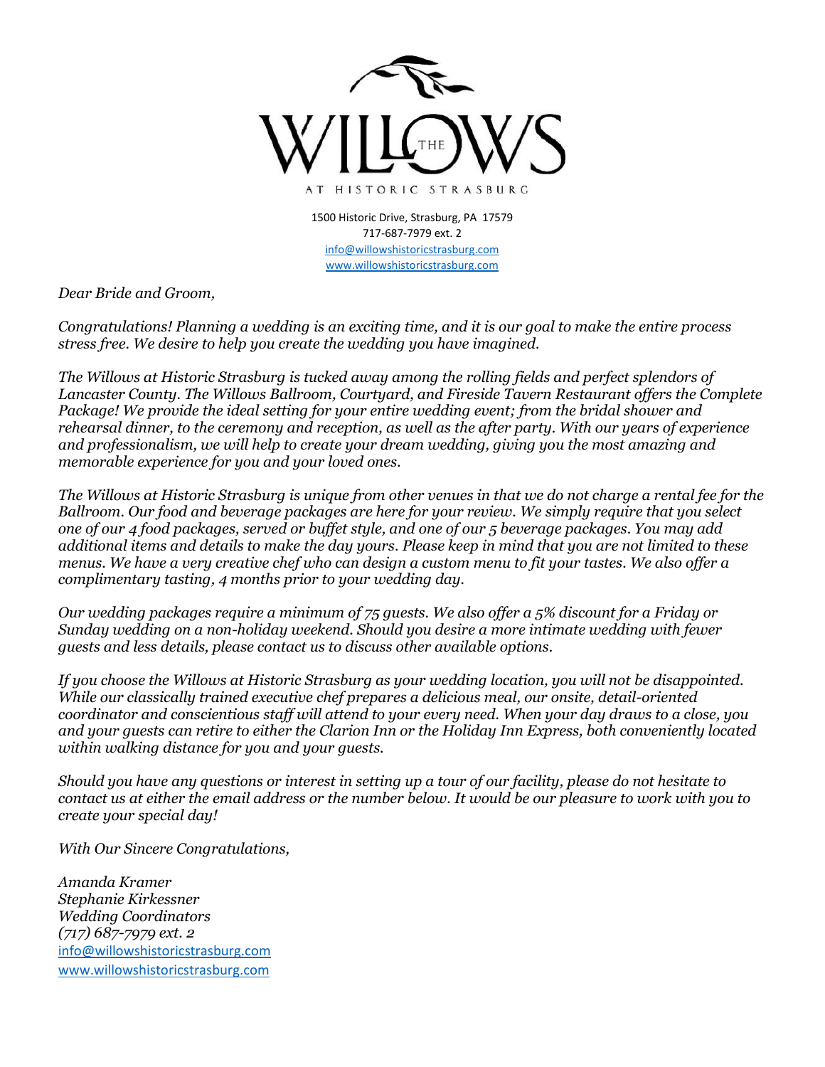# THE WILLOWS

AT HISTORIC STRASBURG

1500 Historic Drive, Strasburg, PA 17579
717-687-7979 ext. 2
info@willowshistoricstrasburg.com
www.willowshistoricstrasburg.com

*Dear Bride and Groom,*

*Congratulations! Planning a wedding is an exciting time, and it is our goal to make the entire process stress free. We desire to help you create the wedding you have imagined.*

*The Willows at Historic Strasburg is tucked away among the rolling fields and perfect splendors of Lancaster County. The Willows Ballroom, Courtyard, and Fireside Tavern Restaurant offers the Complete Package! We provide the ideal setting for your entire wedding event; from the bridal shower and rehearsal dinner, to the ceremony and reception, as well as the after party. With our years of experience and professionalism, we will help to create your dream wedding, giving you the most amazing and memorable experience for you and your loved ones.*

*The Willows at Historic Strasburg is unique from other venues in that we do not charge a rental fee for the Ballroom. Our food and beverage packages are here for your review. We simply require that you select one of our 4 food packages, served or buffet style, and one of our 5 beverage packages. You may add additional items and details to make the day yours. Please keep in mind that you are not limited to these menus. We have a very creative chef who can design a custom menu to fit your tastes. We also offer a complimentary tasting, 4 months prior to your wedding day.*

*Our wedding packages require a minimum of 75 guests. We also offer a 5% discount for a Friday or Sunday wedding on a non-holiday weekend. Should you desire a more intimate wedding with fewer guests and less details, please contact us to discuss other available options.*

*If you choose the Willows at Historic Strasburg as your wedding location, you will not be disappointed. While our classically trained executive chef prepares a delicious meal, our onsite, detail-oriented coordinator and conscientious staff will attend to your every need. When your day draws to a close, you and your guests can retire to either the Clarion Inn or the Holiday Inn Express, both conveniently located within walking distance for you and your guests.*

*Should you have any questions or interest in setting up a tour of our facility, please do not hesitate to contact us at either the email address or the number below. It would be our pleasure to work with you to create your special day!*

*With Our Sincere Congratulations,*

*Amanda Kramer*
*Stephanie Kirkessner*
*Wedding Coordinators*
*(717) 687-7979 ext. 2*
info@willowshistoricstrasburg.com
www.willowshistoricstrasburg.com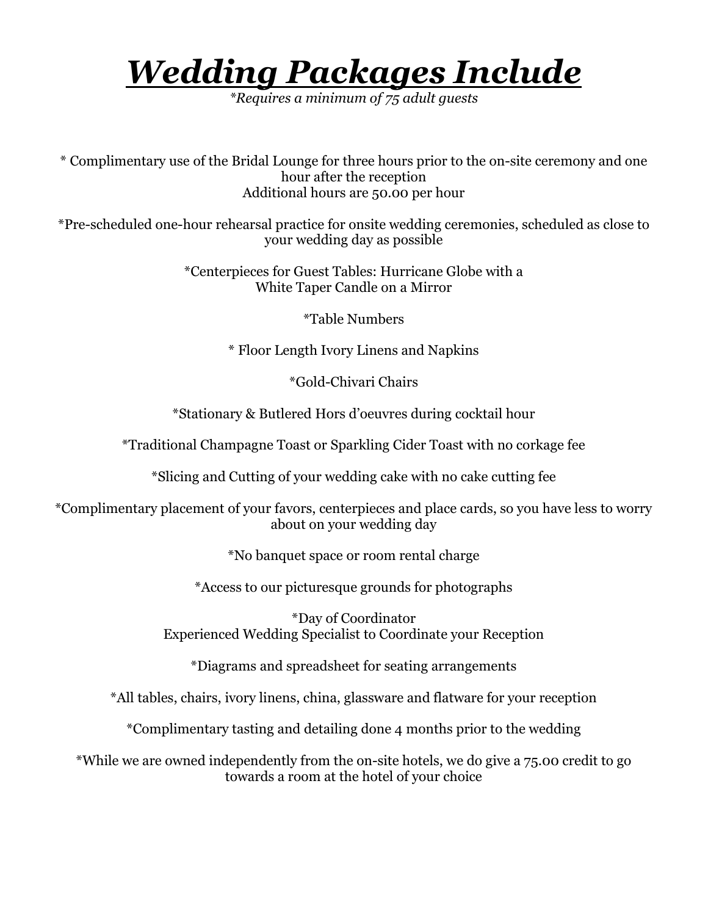# ***Wedding Packages Include***

*\*Requires a minimum of 75 adult guests*

\* Complimentary use of the Bridal Lounge for three hours prior to the on-site ceremony and one hour after the reception
Additional hours are 50.00 per hour

\*Pre-scheduled one-hour rehearsal practice for onsite wedding ceremonies, scheduled as close to your wedding day as possible

\*Centerpieces for Guest Tables: Hurricane Globe with a White Taper Candle on a Mirror

\*Table Numbers

\* Floor Length Ivory Linens and Napkins

\*Gold-Chivari Chairs

\*Stationary & Butlered Hors d'oeuvres during cocktail hour

\*Traditional Champagne Toast or Sparkling Cider Toast with no corkage fee

\*Slicing and Cutting of your wedding cake with no cake cutting fee

\*Complimentary placement of your favors, centerpieces and place cards, so you have less to worry about on your wedding day

\*No banquet space or room rental charge

\*Access to our picturesque grounds for photographs

\*Day of Coordinator
Experienced Wedding Specialist to Coordinate your Reception

\*Diagrams and spreadsheet for seating arrangements

\*All tables, chairs, ivory linens, china, glassware and flatware for your reception

\*Complimentary tasting and detailing done 4 months prior to the wedding

\*While we are owned independently from the on-site hotels, we do give a 75.00 credit to go towards a room at the hotel of your choice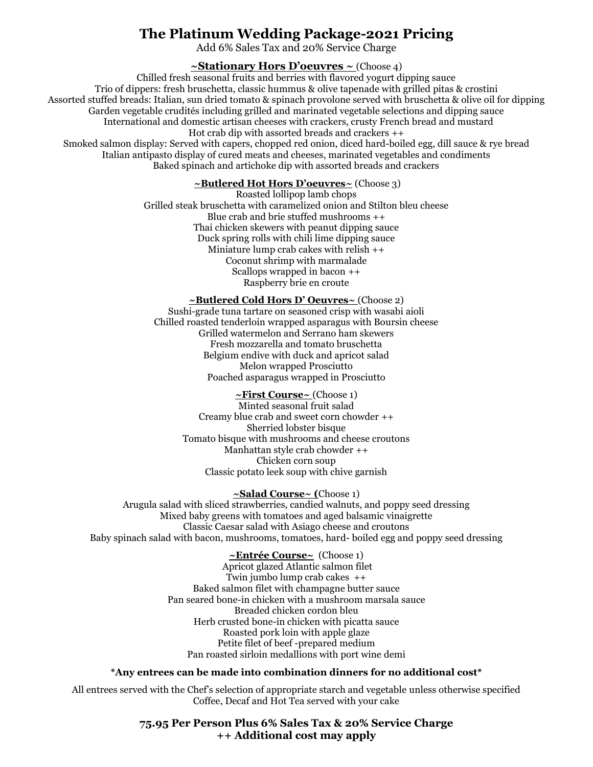# The Platinum Wedding Package-2021 Pricing

Add 6% Sales Tax and 20% Service Charge

**~Stationary Hors D'oeuvres ~** (Choose 4)

Chilled fresh seasonal fruits and berries with flavored yogurt dipping sauce
Trio of dippers: fresh bruschetta, classic hummus & olive tapenade with grilled pitas & crostini
Assorted stuffed breads: Italian, sun dried tomato & spinach provolone served with bruschetta & olive oil for dipping
Garden vegetable crudités including grilled and marinated vegetable selections and dipping sauce
International and domestic artisan cheeses with crackers, crusty French bread and mustard
Hot crab dip with assorted breads and crackers ++
Smoked salmon display: Served with capers, chopped red onion, diced hard-boiled egg, dill sauce & rye bread
Italian antipasto display of cured meats and cheeses, marinated vegetables and condiments
Baked spinach and artichoke dip with assorted breads and crackers

**~Butlered Hot Hors D'oeuvres~** (Choose 3)

Roasted lollipop lamb chops
Grilled steak bruschetta with caramelized onion and Stilton bleu cheese
Blue crab and brie stuffed mushrooms ++
Thai chicken skewers with peanut dipping sauce
Duck spring rolls with chili lime dipping sauce
Miniature lump crab cakes with relish ++
Coconut shrimp with marmalade
Scallops wrapped in bacon ++
Raspberry brie en croute

**~Butlered Cold Hors D' Oeuvres~** (Choose 2)

Sushi-grade tuna tartare on seasoned crisp with wasabi aioli
Chilled roasted tenderloin wrapped asparagus with Boursin cheese
Grilled watermelon and Serrano ham skewers
Fresh mozzarella and tomato bruschetta
Belgium endive with duck and apricot salad
Melon wrapped Prosciutto
Poached asparagus wrapped in Prosciutto

**~First Course~** (Choose 1)

Minted seasonal fruit salad
Creamy blue crab and sweet corn chowder ++
Sherried lobster bisque
Tomato bisque with mushrooms and cheese croutons
Manhattan style crab chowder ++
Chicken corn soup
Classic potato leek soup with chive garnish

**~Salad Course~ (**Choose 1)

Arugula salad with sliced strawberries, candied walnuts, and poppy seed dressing
Mixed baby greens with tomatoes and aged balsamic vinaigrette
Classic Caesar salad with Asiago cheese and croutons
Baby spinach salad with bacon, mushrooms, tomatoes, hard- boiled egg and poppy seed dressing

**~Entrée Course~** (Choose 1)

Apricot glazed Atlantic salmon filet
Twin jumbo lump crab cakes ++
Baked salmon filet with champagne butter sauce
Pan seared bone-in chicken with a mushroom marsala sauce
Breaded chicken cordon bleu
Herb crusted bone-in chicken with picatta sauce
Roasted pork loin with apple glaze
Petite filet of beef -prepared medium
Pan roasted sirloin medallions with port wine demi

**\*Any entrees can be made into combination dinners for no additional cost\***

All entrees served with the Chef's selection of appropriate starch and vegetable unless otherwise specified
Coffee, Decaf and Hot Tea served with your cake

**75.95 Per Person Plus 6% Sales Tax & 20% Service Charge**
**++ Additional cost may apply**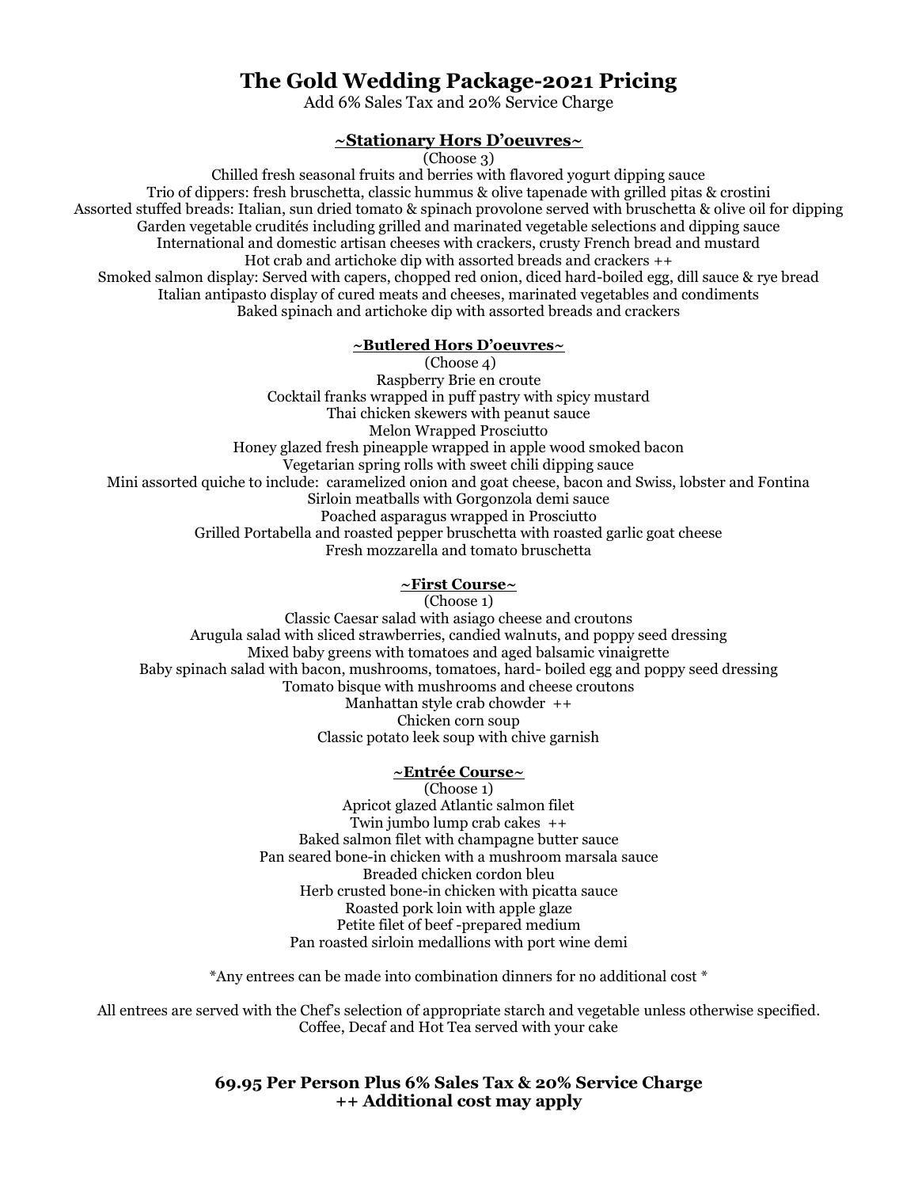# The Gold Wedding Package-2021 Pricing

Add 6% Sales Tax and 20% Service Charge

## ~Stationary Hors D'oeuvres~

(Choose 3)

Chilled fresh seasonal fruits and berries with flavored yogurt dipping sauce
Trio of dippers: fresh bruschetta, classic hummus & olive tapenade with grilled pitas & crostini
Assorted stuffed breads: Italian, sun dried tomato & spinach provolone served with bruschetta & olive oil for dipping
Garden vegetable crudités including grilled and marinated vegetable selections and dipping sauce
International and domestic artisan cheeses with crackers, crusty French bread and mustard
Hot crab and artichoke dip with assorted breads and crackers ++
Smoked salmon display: Served with capers, chopped red onion, diced hard-boiled egg, dill sauce & rye bread
Italian antipasto display of cured meats and cheeses, marinated vegetables and condiments
Baked spinach and artichoke dip with assorted breads and crackers

## ~Butlered Hors D'oeuvres~

(Choose 4)

Raspberry Brie en croute
Cocktail franks wrapped in puff pastry with spicy mustard
Thai chicken skewers with peanut sauce
Melon Wrapped Prosciutto
Honey glazed fresh pineapple wrapped in apple wood smoked bacon
Vegetarian spring rolls with sweet chili dipping sauce
Mini assorted quiche to include: caramelized onion and goat cheese, bacon and Swiss, lobster and Fontina
Sirloin meatballs with Gorgonzola demi sauce
Poached asparagus wrapped in Prosciutto
Grilled Portabella and roasted pepper bruschetta with roasted garlic goat cheese
Fresh mozzarella and tomato bruschetta

## ~First Course~

(Choose 1)

Classic Caesar salad with asiago cheese and croutons
Arugula salad with sliced strawberries, candied walnuts, and poppy seed dressing
Mixed baby greens with tomatoes and aged balsamic vinaigrette
Baby spinach salad with bacon, mushrooms, tomatoes, hard- boiled egg and poppy seed dressing
Tomato bisque with mushrooms and cheese croutons
Manhattan style crab chowder ++
Chicken corn soup
Classic potato leek soup with chive garnish

## ~Entrée Course~

(Choose 1)

Apricot glazed Atlantic salmon filet
Twin jumbo lump crab cakes ++
Baked salmon filet with champagne butter sauce
Pan seared bone-in chicken with a mushroom marsala sauce
Breaded chicken cordon bleu
Herb crusted bone-in chicken with picatta sauce
Roasted pork loin with apple glaze
Petite filet of beef -prepared medium
Pan roasted sirloin medallions with port wine demi

*Any entrees can be made into combination dinners for no additional cost *

All entrees are served with the Chef's selection of appropriate starch and vegetable unless otherwise specified.
Coffee, Decaf and Hot Tea served with your cake

**69.95 Per Person Plus 6% Sales Tax & 20% Service Charge**
**++ Additional cost may apply**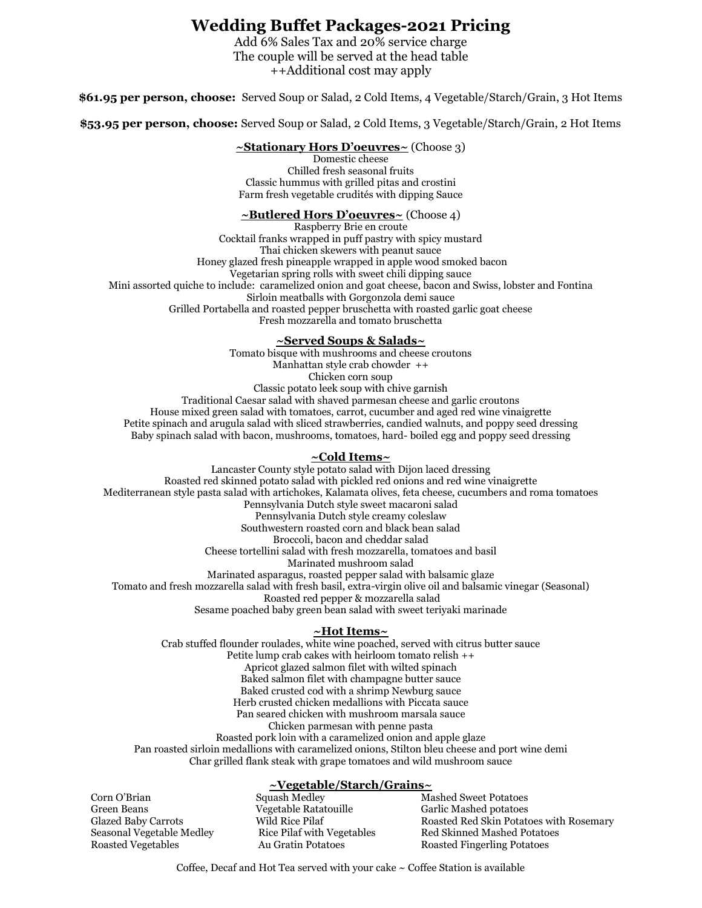# Wedding Buffet Packages-2021 Pricing

Add 6% Sales Tax and 20% service charge
The couple will be served at the head table
++Additional cost may apply

**$61.95 per person, choose:** Served Soup or Salad, 2 Cold Items, 4 Vegetable/Starch/Grain, 3 Hot Items

**$53.95 per person, choose:** Served Soup or Salad, 2 Cold Items, 3 Vegetable/Starch/Grain, 2 Hot Items

## ~Stationary Hors D'oeuvres~ (Choose 3)

Domestic cheese
Chilled fresh seasonal fruits
Classic hummus with grilled pitas and crostini
Farm fresh vegetable crudités with dipping Sauce

## ~Butlered Hors D'oeuvres~ (Choose 4)

Raspberry Brie en croute
Cocktail franks wrapped in puff pastry with spicy mustard
Thai chicken skewers with peanut sauce
Honey glazed fresh pineapple wrapped in apple wood smoked bacon
Vegetarian spring rolls with sweet chili dipping sauce
Mini assorted quiche to include: caramelized onion and goat cheese, bacon and Swiss, lobster and Fontina
Sirloin meatballs with Gorgonzola demi sauce
Grilled Portabella and roasted pepper bruschetta with roasted garlic goat cheese
Fresh mozzarella and tomato bruschetta

## ~Served Soups & Salads~

Tomato bisque with mushrooms and cheese croutons
Manhattan style crab chowder ++
Chicken corn soup
Classic potato leek soup with chive garnish
Traditional Caesar salad with shaved parmesan cheese and garlic croutons
House mixed green salad with tomatoes, carrot, cucumber and aged red wine vinaigrette
Petite spinach and arugula salad with sliced strawberries, candied walnuts, and poppy seed dressing
Baby spinach salad with bacon, mushrooms, tomatoes, hard- boiled egg and poppy seed dressing

## ~Cold Items~

Lancaster County style potato salad with Dijon laced dressing
Roasted red skinned potato salad with pickled red onions and red wine vinaigrette
Mediterranean style pasta salad with artichokes, Kalamata olives, feta cheese, cucumbers and roma tomatoes
Pennsylvania Dutch style sweet macaroni salad
Pennsylvania Dutch style creamy coleslaw
Southwestern roasted corn and black bean salad
Broccoli, bacon and cheddar salad
Cheese tortellini salad with fresh mozzarella, tomatoes and basil
Marinated mushroom salad
Marinated asparagus, roasted pepper salad with balsamic glaze
Tomato and fresh mozzarella salad with fresh basil, extra-virgin olive oil and balsamic vinegar (Seasonal)
Roasted red pepper & mozzarella salad
Sesame poached baby green bean salad with sweet teriyaki marinade

## ~Hot Items~

Crab stuffed flounder roulades, white wine poached, served with citrus butter sauce
Petite lump crab cakes with heirloom tomato relish ++
Apricot glazed salmon filet with wilted spinach
Baked salmon filet with champagne butter sauce
Baked crusted cod with a shrimp Newburg sauce
Herb crusted chicken medallions with Piccata sauce
Pan seared chicken with mushroom marsala sauce
Chicken parmesan with penne pasta
Roasted pork loin with a caramelized onion and apple glaze
Pan roasted sirloin medallions with caramelized onions, Stilton bleu cheese and port wine demi
Char grilled flank steak with grape tomatoes and wild mushroom sauce

## ~Vegetable/Starch/Grains~

Corn O'Brian
Green Beans
Glazed Baby Carrots
Seasonal Vegetable Medley
Roasted Vegetables
Squash Medley
Vegetable Ratatouille
Wild Rice Pilaf
Rice Pilaf with Vegetables
Au Gratin Potatoes
Mashed Sweet Potatoes
Garlic Mashed potatoes
Roasted Red Skin Potatoes with Rosemary
Red Skinned Mashed Potatoes
Roasted Fingerling Potatoes

Coffee, Decaf and Hot Tea served with your cake ~ Coffee Station is available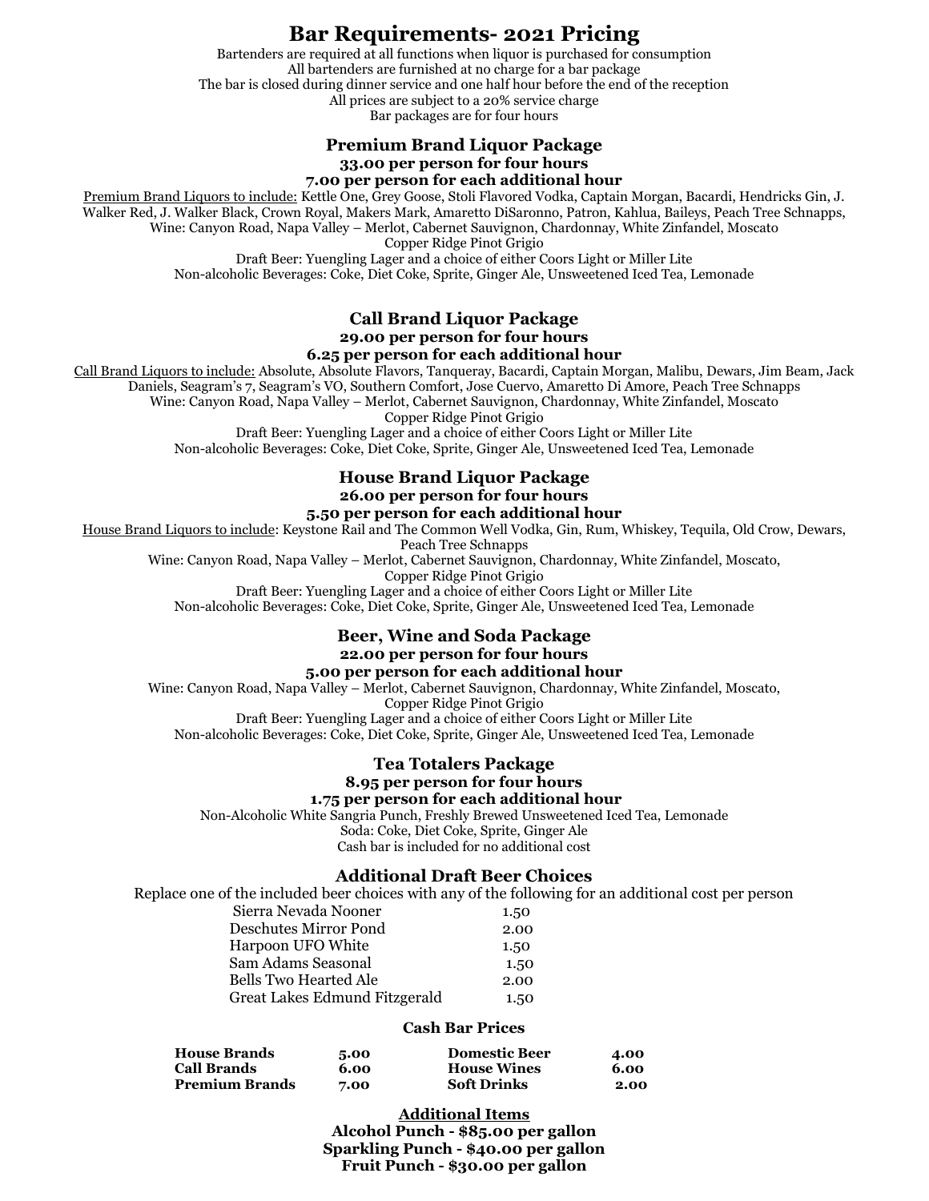# Bar Requirements- 2021 Pricing

Bartenders are required at all functions when liquor is purchased for consumption
All bartenders are furnished at no charge for a bar package
The bar is closed during dinner service and one half hour before the end of the reception
All prices are subject to a 20% service charge
Bar packages are for four hours

### Premium Brand Liquor Package

**33.00 per person for four hours**
**7.00 per person for each additional hour**

Premium Brand Liquors to include: Kettle One, Grey Goose, Stoli Flavored Vodka, Captain Morgan, Bacardi, Hendricks Gin, J. Walker Red, J. Walker Black, Crown Royal, Makers Mark, Amaretto DiSaronno, Patron, Kahlua, Baileys, Peach Tree Schnapps,
Wine: Canyon Road, Napa Valley – Merlot, Cabernet Sauvignon, Chardonnay, White Zinfandel, Moscato
Copper Ridge Pinot Grigio
Draft Beer: Yuengling Lager and a choice of either Coors Light or Miller Lite
Non-alcoholic Beverages: Coke, Diet Coke, Sprite, Ginger Ale, Unsweetened Iced Tea, Lemonade

### Call Brand Liquor Package

**29.00 per person for four hours**
**6.25 per person for each additional hour**

Call Brand Liquors to include: Absolute, Absolute Flavors, Tanqueray, Bacardi, Captain Morgan, Malibu, Dewars, Jim Beam, Jack Daniels, Seagram's 7, Seagram's VO, Southern Comfort, Jose Cuervo, Amaretto Di Amore, Peach Tree Schnapps
Wine: Canyon Road, Napa Valley – Merlot, Cabernet Sauvignon, Chardonnay, White Zinfandel, Moscato
Copper Ridge Pinot Grigio
Draft Beer: Yuengling Lager and a choice of either Coors Light or Miller Lite
Non-alcoholic Beverages: Coke, Diet Coke, Sprite, Ginger Ale, Unsweetened Iced Tea, Lemonade

### House Brand Liquor Package

**26.00 per person for four hours**
**5.50 per person for each additional hour**

House Brand Liquors to include: Keystone Rail and The Common Well Vodka, Gin, Rum, Whiskey, Tequila, Old Crow, Dewars, Peach Tree Schnapps
Wine: Canyon Road, Napa Valley – Merlot, Cabernet Sauvignon, Chardonnay, White Zinfandel, Moscato,
Copper Ridge Pinot Grigio
Draft Beer: Yuengling Lager and a choice of either Coors Light or Miller Lite
Non-alcoholic Beverages: Coke, Diet Coke, Sprite, Ginger Ale, Unsweetened Iced Tea, Lemonade

### Beer, Wine and Soda Package

**22.00 per person for four hours**
**5.00 per person for each additional hour**

Wine: Canyon Road, Napa Valley – Merlot, Cabernet Sauvignon, Chardonnay, White Zinfandel, Moscato,
Copper Ridge Pinot Grigio
Draft Beer: Yuengling Lager and a choice of either Coors Light or Miller Lite
Non-alcoholic Beverages: Coke, Diet Coke, Sprite, Ginger Ale, Unsweetened Iced Tea, Lemonade

### Tea Totalers Package

**8.95 per person for four hours**
**1.75 per person for each additional hour**

Non-Alcoholic White Sangria Punch, Freshly Brewed Unsweetened Iced Tea, Lemonade
Soda: Coke, Diet Coke, Sprite, Ginger Ale
Cash bar is included for no additional cost

### Additional Draft Beer Choices

Replace one of the included beer choices with any of the following for an additional cost per person

| Beer | Cost |
|---|---|
| Sierra Nevada Nooner | 1.50 |
| Deschutes Mirror Pond | 2.00 |
| Harpoon UFO White | 1.50 |
| Sam Adams Seasonal | 1.50 |
| Bells Two Hearted Ale | 2.00 |
| Great Lakes Edmund Fitzgerald | 1.50 |

#### Cash Bar Prices

| | | | |
|---|---|---|---|
| **House Brands** | **5.00** | **Domestic Beer** | **4.00** |
| **Call Brands** | **6.00** | **House Wines** | **6.00** |
| **Premium Brands** | **7.00** | **Soft Drinks** | **2.00** |

**Additional Items**

**Alcohol Punch - $85.00 per gallon**
**Sparkling Punch - $40.00 per gallon**
**Fruit Punch - $30.00 per gallon**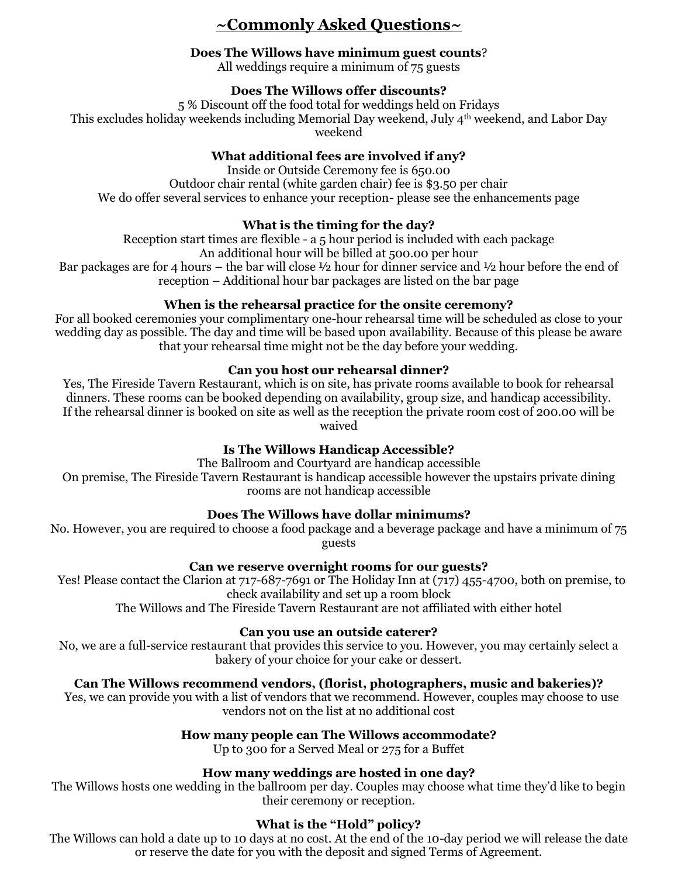# ~Commonly Asked Questions~

**Does The Willows have minimum guest counts**?

All weddings require a minimum of 75 guests

**Does The Willows offer discounts?**

5 % Discount off the food total for weddings held on Fridays

This excludes holiday weekends including Memorial Day weekend, July 4th weekend, and Labor Day weekend

**What additional fees are involved if any?**

Inside or Outside Ceremony fee is 650.00

Outdoor chair rental (white garden chair) fee is $3.50 per chair

We do offer several services to enhance your reception- please see the enhancements page

**What is the timing for the day?**

Reception start times are flexible - a 5 hour period is included with each package

An additional hour will be billed at 500.00 per hour

Bar packages are for 4 hours – the bar will close ½ hour for dinner service and ½ hour before the end of reception – Additional hour bar packages are listed on the bar page

**When is the rehearsal practice for the onsite ceremony?**

For all booked ceremonies your complimentary one-hour rehearsal time will be scheduled as close to your wedding day as possible. The day and time will be based upon availability. Because of this please be aware that your rehearsal time might not be the day before your wedding.

**Can you host our rehearsal dinner?**

Yes, The Fireside Tavern Restaurant, which is on site, has private rooms available to book for rehearsal dinners. These rooms can be booked depending on availability, group size, and handicap accessibility. If the rehearsal dinner is booked on site as well as the reception the private room cost of 200.00 will be waived

**Is The Willows Handicap Accessible?**

The Ballroom and Courtyard are handicap accessible

On premise, The Fireside Tavern Restaurant is handicap accessible however the upstairs private dining rooms are not handicap accessible

**Does The Willows have dollar minimums?**

No. However, you are required to choose a food package and a beverage package and have a minimum of 75 guests

**Can we reserve overnight rooms for our guests?**

Yes! Please contact the Clarion at 717-687-7691 or The Holiday Inn at (717) 455-4700, both on premise, to check availability and set up a room block

The Willows and The Fireside Tavern Restaurant are not affiliated with either hotel

**Can you use an outside caterer?**

No, we are a full-service restaurant that provides this service to you. However, you may certainly select a bakery of your choice for your cake or dessert.

**Can The Willows recommend vendors, (florist, photographers, music and bakeries)?**

Yes, we can provide you with a list of vendors that we recommend. However, couples may choose to use vendors not on the list at no additional cost

**How many people can The Willows accommodate?**

Up to 300 for a Served Meal or 275 for a Buffet

**How many weddings are hosted in one day?**

The Willows hosts one wedding in the ballroom per day. Couples may choose what time they'd like to begin their ceremony or reception.

**What is the "Hold" policy?**

The Willows can hold a date up to 10 days at no cost. At the end of the 10-day period we will release the date or reserve the date for you with the deposit and signed Terms of Agreement.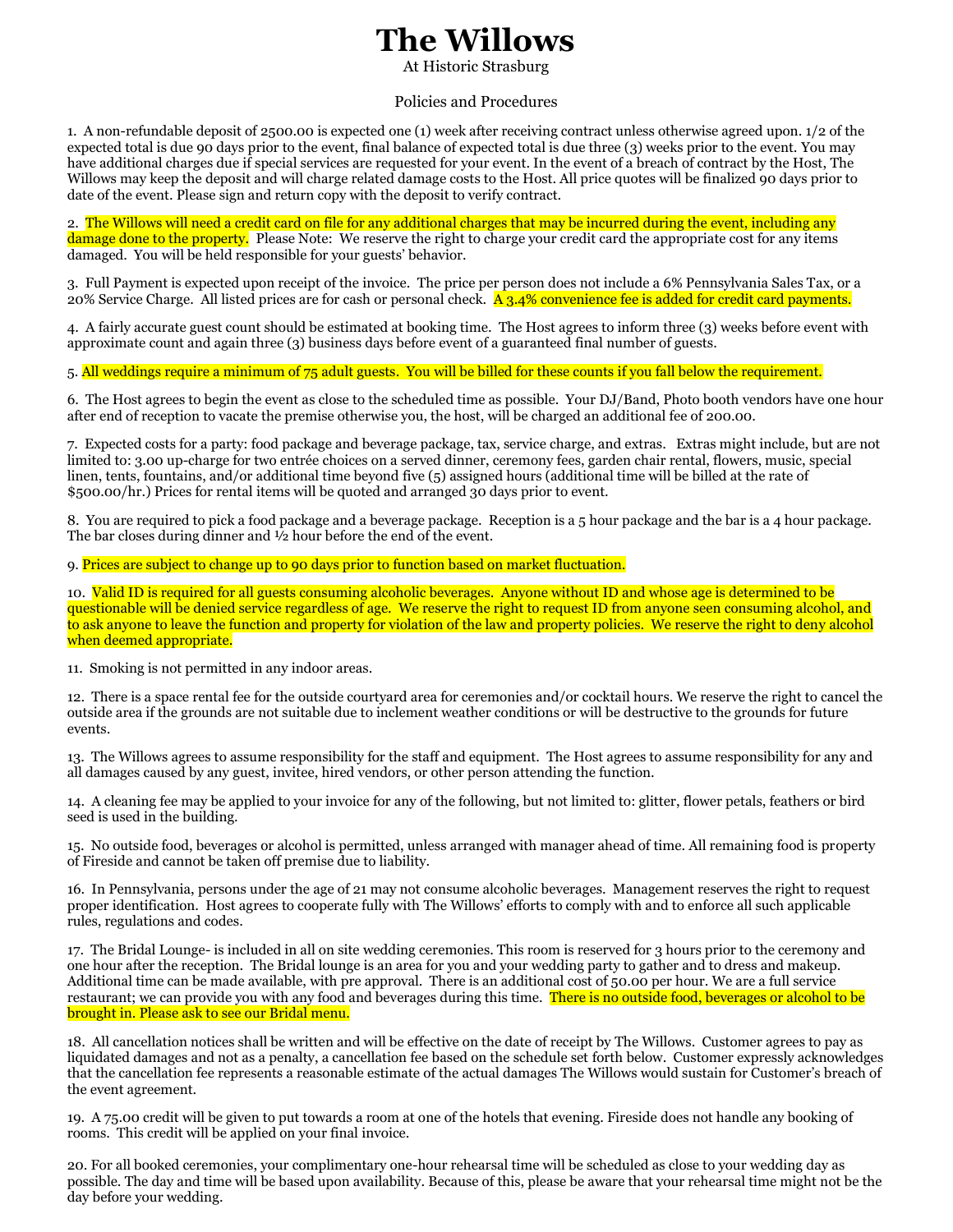# The Willows

At Historic Strasburg

Policies and Procedures

1. A non-refundable deposit of 2500.00 is expected one (1) week after receiving contract unless otherwise agreed upon. 1/2 of the expected total is due 90 days prior to the event, final balance of expected total is due three (3) weeks prior to the event. You may have additional charges due if special services are requested for your event. In the event of a breach of contract by the Host, The Willows may keep the deposit and will charge related damage costs to the Host. All price quotes will be finalized 90 days prior to date of the event. Please sign and return copy with the deposit to verify contract.

2. The Willows will need a credit card on file for any additional charges that may be incurred during the event, including any damage done to the property. Please Note: We reserve the right to charge your credit card the appropriate cost for any items damaged. You will be held responsible for your guests' behavior.

3. Full Payment is expected upon receipt of the invoice. The price per person does not include a 6% Pennsylvania Sales Tax, or a 20% Service Charge. All listed prices are for cash or personal check. A 3.4% convenience fee is added for credit card payments.

4. A fairly accurate guest count should be estimated at booking time. The Host agrees to inform three (3) weeks before event with approximate count and again three (3) business days before event of a guaranteed final number of guests.

5. All weddings require a minimum of 75 adult guests. You will be billed for these counts if you fall below the requirement.

6. The Host agrees to begin the event as close to the scheduled time as possible. Your DJ/Band, Photo booth vendors have one hour after end of reception to vacate the premise otherwise you, the host, will be charged an additional fee of 200.00.

7. Expected costs for a party: food package and beverage package, tax, service charge, and extras. Extras might include, but are not limited to: 3.00 up-charge for two entrée choices on a served dinner, ceremony fees, garden chair rental, flowers, music, special linen, tents, fountains, and/or additional time beyond five (5) assigned hours (additional time will be billed at the rate of $500.00/hr.) Prices for rental items will be quoted and arranged 30 days prior to event.

8. You are required to pick a food package and a beverage package. Reception is a 5 hour package and the bar is a 4 hour package. The bar closes during dinner and ½ hour before the end of the event.

9. Prices are subject to change up to 90 days prior to function based on market fluctuation.

10. Valid ID is required for all guests consuming alcoholic beverages. Anyone without ID and whose age is determined to be questionable will be denied service regardless of age. We reserve the right to request ID from anyone seen consuming alcohol, and to ask anyone to leave the function and property for violation of the law and property policies. We reserve the right to deny alcohol when deemed appropriate.

11. Smoking is not permitted in any indoor areas.

12. There is a space rental fee for the outside courtyard area for ceremonies and/or cocktail hours. We reserve the right to cancel the outside area if the grounds are not suitable due to inclement weather conditions or will be destructive to the grounds for future events.

13. The Willows agrees to assume responsibility for the staff and equipment. The Host agrees to assume responsibility for any and all damages caused by any guest, invitee, hired vendors, or other person attending the function.

14. A cleaning fee may be applied to your invoice for any of the following, but not limited to: glitter, flower petals, feathers or bird seed is used in the building.

15. No outside food, beverages or alcohol is permitted, unless arranged with manager ahead of time. All remaining food is property of Fireside and cannot be taken off premise due to liability.

16. In Pennsylvania, persons under the age of 21 may not consume alcoholic beverages. Management reserves the right to request proper identification. Host agrees to cooperate fully with The Willows' efforts to comply with and to enforce all such applicable rules, regulations and codes.

17. The Bridal Lounge- is included in all on site wedding ceremonies. This room is reserved for 3 hours prior to the ceremony and one hour after the reception. The Bridal lounge is an area for you and your wedding party to gather and to dress and makeup. Additional time can be made available, with pre approval. There is an additional cost of 50.00 per hour. We are a full service restaurant; we can provide you with any food and beverages during this time. There is no outside food, beverages or alcohol to be brought in. Please ask to see our Bridal menu.

18. All cancellation notices shall be written and will be effective on the date of receipt by The Willows. Customer agrees to pay as liquidated damages and not as a penalty, a cancellation fee based on the schedule set forth below. Customer expressly acknowledges that the cancellation fee represents a reasonable estimate of the actual damages The Willows would sustain for Customer's breach of the event agreement.

19. A 75.00 credit will be given to put towards a room at one of the hotels that evening. Fireside does not handle any booking of rooms. This credit will be applied on your final invoice.

20. For all booked ceremonies, your complimentary one-hour rehearsal time will be scheduled as close to your wedding day as possible. The day and time will be based upon availability. Because of this, please be aware that your rehearsal time might not be the day before your wedding.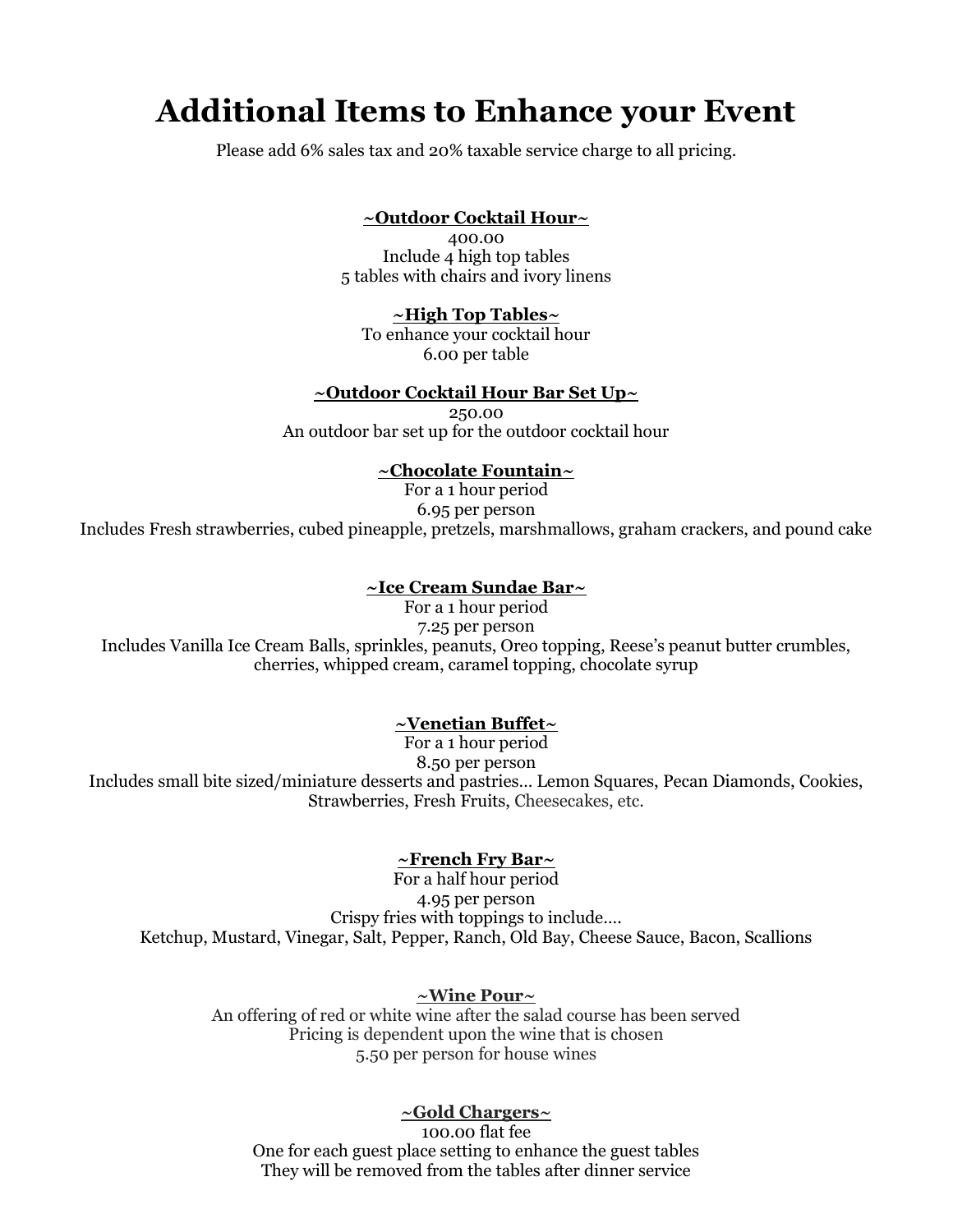# Additional Items to Enhance your Event

Please add 6% sales tax and 20% taxable service charge to all pricing.

**~Outdoor Cocktail Hour~**

400.00
Include 4 high top tables
5 tables with chairs and ivory linens

**~High Top Tables~**

To enhance your cocktail hour
6.00 per table

**~Outdoor Cocktail Hour Bar Set Up~**

250.00
An outdoor bar set up for the outdoor cocktail hour

**~Chocolate Fountain~**

For a 1 hour period
6.95 per person
Includes Fresh strawberries, cubed pineapple, pretzels, marshmallows, graham crackers, and pound cake

**~Ice Cream Sundae Bar~**

For a 1 hour period
7.25 per person
Includes Vanilla Ice Cream Balls, sprinkles, peanuts, Oreo topping, Reese's peanut butter crumbles, cherries, whipped cream, caramel topping, chocolate syrup

**~Venetian Buffet~**

For a 1 hour period
8.50 per person
Includes small bite sized/miniature desserts and pastries… Lemon Squares, Pecan Diamonds, Cookies, Strawberries, Fresh Fruits, Cheesecakes, etc.

**~French Fry Bar~**

For a half hour period
4.95 per person
Crispy fries with toppings to include….
Ketchup, Mustard, Vinegar, Salt, Pepper, Ranch, Old Bay, Cheese Sauce, Bacon, Scallions

**~Wine Pour~**

An offering of red or white wine after the salad course has been served
Pricing is dependent upon the wine that is chosen
5.50 per person for house wines

**~Gold Chargers~**

100.00 flat fee
One for each guest place setting to enhance the guest tables
They will be removed from the tables after dinner service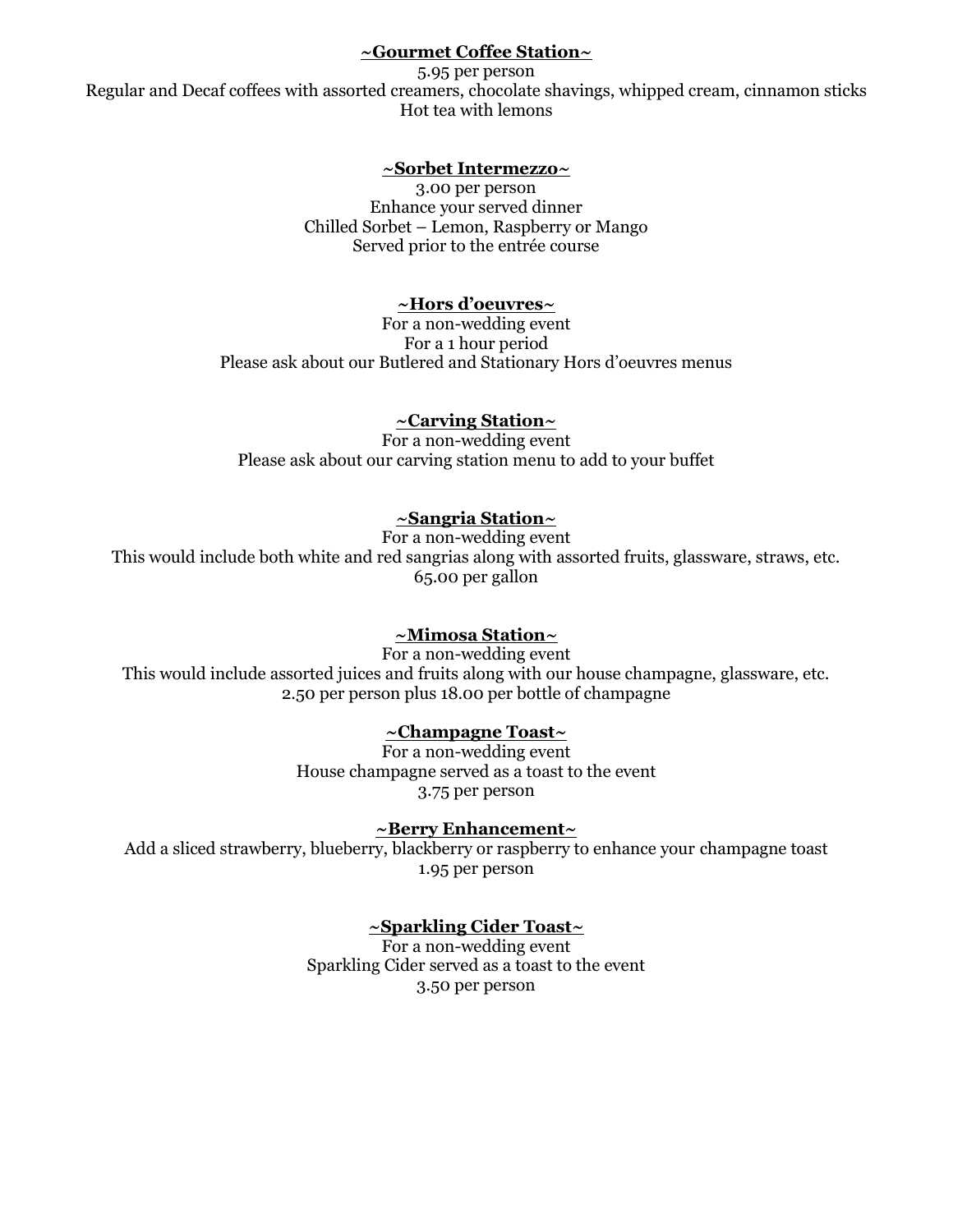## ~Gourmet Coffee Station~

5.95 per person

Regular and Decaf coffees with assorted creamers, chocolate shavings, whipped cream, cinnamon sticks

Hot tea with lemons

## ~Sorbet Intermezzo~

3.00 per person

Enhance your served dinner

Chilled Sorbet – Lemon, Raspberry or Mango

Served prior to the entrée course

## ~Hors d'oeuvres~

For a non-wedding event

For a 1 hour period

Please ask about our Butlered and Stationary Hors d'oeuvres menus

## ~Carving Station~

For a non-wedding event

Please ask about our carving station menu to add to your buffet

## ~Sangria Station~

For a non-wedding event

This would include both white and red sangrias along with assorted fruits, glassware, straws, etc.

65.00 per gallon

## ~Mimosa Station~

For a non-wedding event

This would include assorted juices and fruits along with our house champagne, glassware, etc.

2.50 per person plus 18.00 per bottle of champagne

## ~Champagne Toast~

For a non-wedding event

House champagne served as a toast to the event

3.75 per person

## ~Berry Enhancement~

Add a sliced strawberry, blueberry, blackberry or raspberry to enhance your champagne toast

1.95 per person

## ~Sparkling Cider Toast~

For a non-wedding event

Sparkling Cider served as a toast to the event

3.50 per person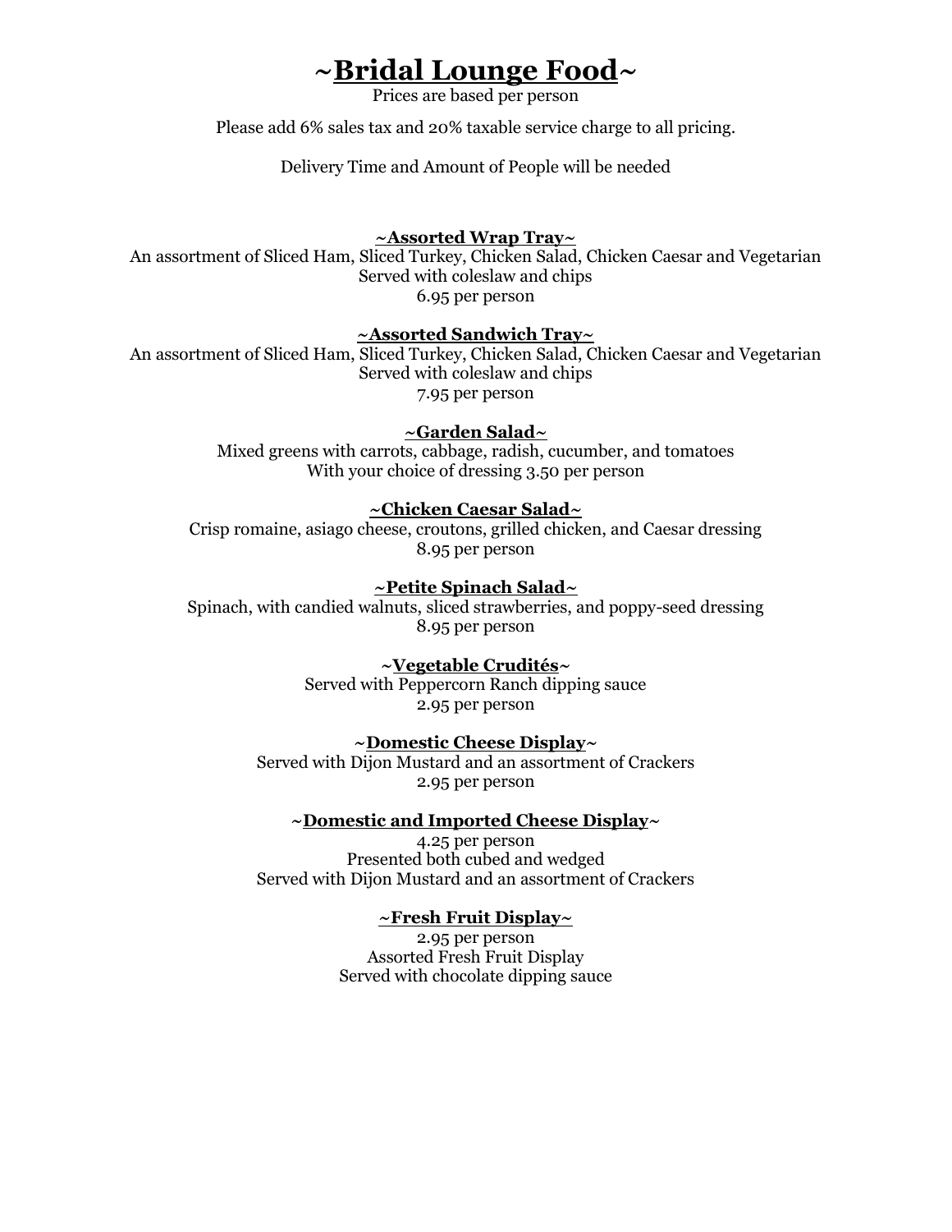# ~Bridal Lounge Food~

Prices are based per person

Please add 6% sales tax and 20% taxable service charge to all pricing.

Delivery Time and Amount of People will be needed

### ~Assorted Wrap Tray~

An assortment of Sliced Ham, Sliced Turkey, Chicken Salad, Chicken Caesar and Vegetarian
Served with coleslaw and chips
6.95 per person

### ~Assorted Sandwich Tray~

An assortment of Sliced Ham, Sliced Turkey, Chicken Salad, Chicken Caesar and Vegetarian
Served with coleslaw and chips
7.95 per person

### ~Garden Salad~

Mixed greens with carrots, cabbage, radish, cucumber, and tomatoes
With your choice of dressing 3.50 per person

### ~Chicken Caesar Salad~

Crisp romaine, asiago cheese, croutons, grilled chicken, and Caesar dressing
8.95 per person

### ~Petite Spinach Salad~

Spinach, with candied walnuts, sliced strawberries, and poppy-seed dressing
8.95 per person

### ~Vegetable Crudités~

Served with Peppercorn Ranch dipping sauce
2.95 per person

### ~Domestic Cheese Display~

Served with Dijon Mustard and an assortment of Crackers
2.95 per person

### ~Domestic and Imported Cheese Display~

4.25 per person
Presented both cubed and wedged
Served with Dijon Mustard and an assortment of Crackers

### ~Fresh Fruit Display~

2.95 per person
Assorted Fresh Fruit Display
Served with chocolate dipping sauce